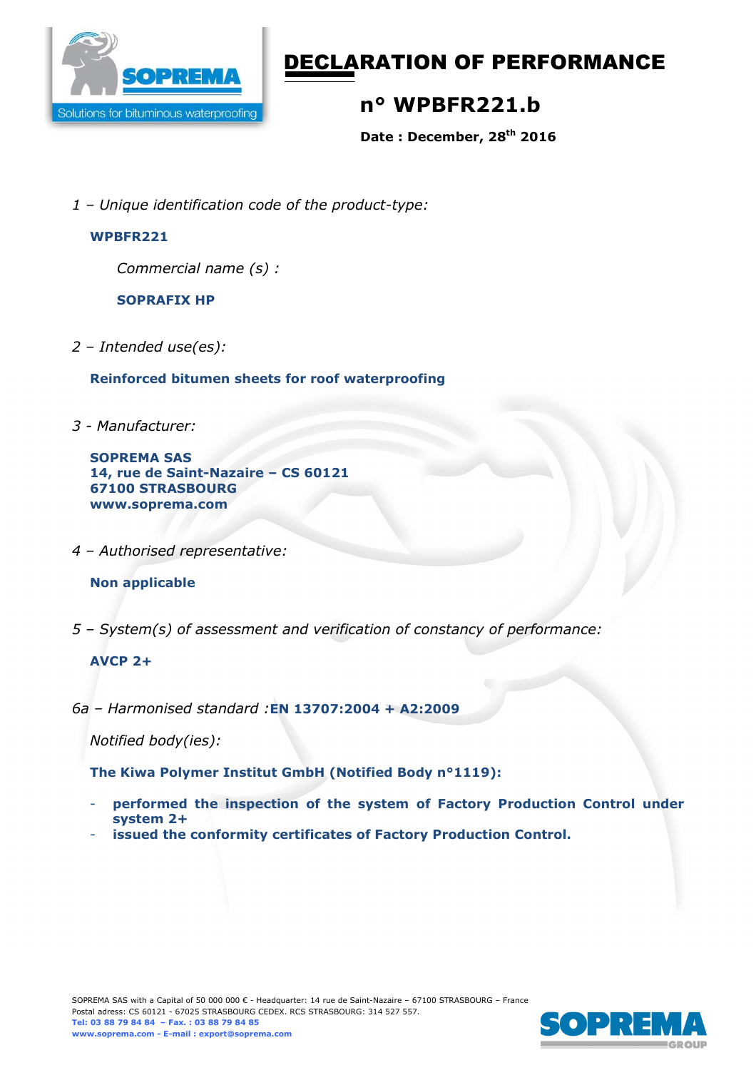# DECLARATION OF PERFORMANCE

## n° WPBFR221.b

**Date : December, 28th 2016**

*1 – Unique identification code of the product-type:*

**WPBFR221**

*Commercial name (s) :*

**SOPRAFIX HP**

*2 – Intended use(es):*

**Reinforced bitumen sheets for roof waterproofing**

*3 - Manufacturer:*

**SOPREMA SAS**
**14, rue de Saint-Nazaire – CS 60121**
**67100 STRASBOURG**
**www.soprema.com**

*4 – Authorised representative:*

**Non applicable**

*5 – System(s) of assessment and verification of constancy of performance:*

**AVCP 2+**

*6a – Harmonised standard :* **EN 13707:2004 + A2:2009**

*Notified body(ies):*

**The Kiwa Polymer Institut GmbH (Notified Body n°1119):**

- **performed the inspection of the system of Factory Production Control under system 2+**
- **issued the conformity certificates of Factory Production Control.**

SOPREMA SAS with a Capital of 50 000 000 € - Headquarter: 14 rue de Saint-Nazaire – 67100 STRASBOURG – France
Postal adress: CS 60121 - 67025 STRASBOURG CEDEX. RCS STRASBOURG: 314 527 557.
**Tel: 03 88 79 84 84 – Fax. : 03 88 79 84 85**
**www.soprema.com - E-mail : export@soprema.com**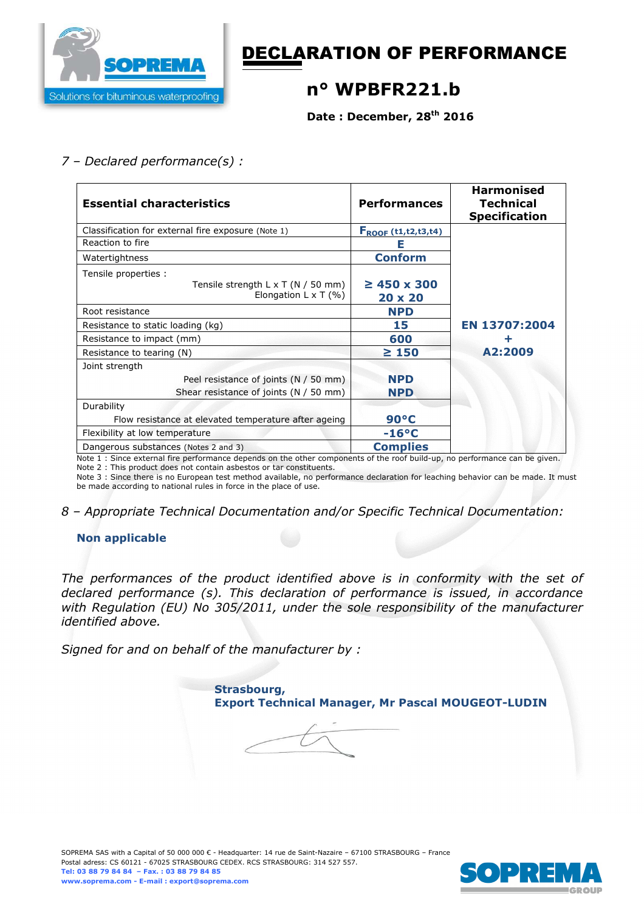# DECLARATION OF PERFORMANCE

## n° WPBFR221.b

**Date : December, 28th 2016**

*7 – Declared performance(s) :*

| Essential characteristics | Performances | Harmonised Technical Specification |
|---|---|---|
| Classification for external fire exposure (Note 1) | **$F_{ROOF}$ (t1,t2,t3,t4)** | **EN 13707:2004 + A2:2009** |
| Reaction to fire | **E** | |
| Watertightness | **Conform** | |
| Tensile properties : Tensile strength L x T (N / 50 mm) Elongation L x T (%) | **≥ 450 x 300** **20 x 20** | |
| Root resistance | **NPD** | |
| Resistance to static loading (kg) | **15** | |
| Resistance to impact (mm) | **600** | |
| Resistance to tearing (N) | **≥ 150** | |
| Joint strength Peel resistance of joints (N / 50 mm) Shear resistance of joints (N / 50 mm) | **NPD** **NPD** | |
| Durability Flow resistance at elevated temperature after ageing | **90°C** | |
| Flexibility at low temperature | **-16°C** | |
| Dangerous substances (Notes 2 and 3) | **Complies** | |

Note 1 : Since external fire performance depends on the other components of the roof build-up, no performance can be given.
Note 2 : This product does not contain asbestos or tar constituents.
Note 3 : Since there is no European test method available, no performance declaration for leaching behavior can be made. It must be made according to national rules in force in the place of use.

*8 – Appropriate Technical Documentation and/or Specific Technical Documentation:*

**Non applicable**

*The performances of the product identified above is in conformity with the set of declared performance (s). This declaration of performance is issued, in accordance with Regulation (EU) No 305/2011, under the sole responsibility of the manufacturer identified above.*

*Signed for and on behalf of the manufacturer by :*

**Strasbourg,**
**Export Technical Manager, Mr Pascal MOUGEOT-LUDIN**

SOPREMA SAS with a Capital of 50 000 000 € - Headquarter: 14 rue de Saint-Nazaire – 67100 STRASBOURG – France
Postal adress: CS 60121 - 67025 STRASBOURG CEDEX. RCS STRASBOURG: 314 527 557.
**Tel: 03 88 79 84 84 – Fax. : 03 88 79 84 85**
**www.soprema.com - E-mail : export@soprema.com**